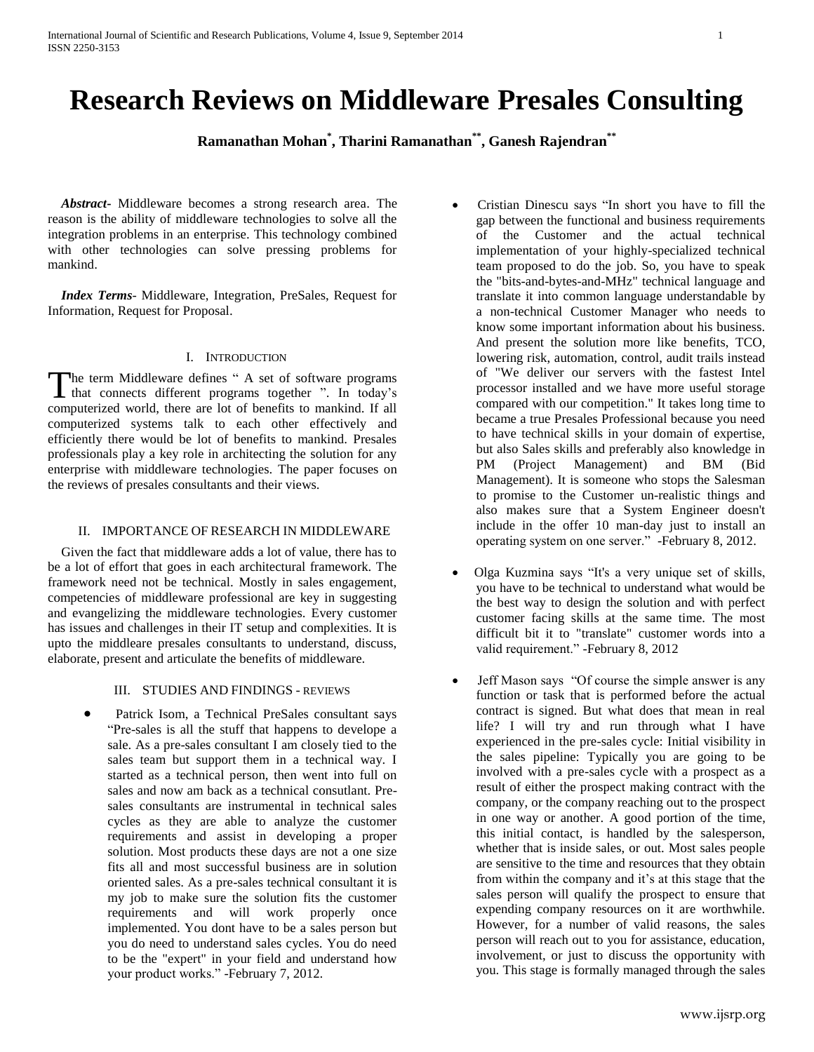# Research Reviews on Middleware Presales Consulting

**Ramanathan Mohan[*], Tharini Ramanathan[**], Ganesh Rajendran[**]**

***Abstract***- Middleware becomes a strong research area. The reason is the ability of middleware technologies to solve all the integration problems in an enterprise. This technology combined with other technologies can solve pressing problems for mankind.

***Index Terms***- Middleware, Integration, PreSales, Request for Information, Request for Proposal.

## I. Introduction

The term Middleware defines " A set of software programs that connects different programs together ". In today's computerized world, there are lot of benefits to mankind. If all computerized systems talk to each other effectively and efficiently there would be lot of benefits to mankind. Presales professionals play a key role in architecting the solution for any enterprise with middleware technologies. The paper focuses on the reviews of presales consultants and their views.

## II. IMPORTANCE OF RESEARCH IN MIDDLEWARE

Given the fact that middleware adds a lot of value, there has to be a lot of effort that goes in each architectural framework. The framework need not be technical. Mostly in sales engagement, competencies of middleware professional are key in suggesting and evangelizing the middleware technologies. Every customer has issues and challenges in their IT setup and complexities. It is upto the middleare presales consultants to understand, discuss, elaborate, present and articulate the benefits of middleware.

## III. STUDIES AND FINDINGS - REVIEWS

- Patrick Isom, a Technical PreSales consultant says "Pre-sales is all the stuff that happens to develope a sale. As a pre-sales consultant I am closely tied to the sales team but support them in a technical way. I started as a technical person, then went into full on sales and now am back as a technical consutlant. Pre-sales consultants are instrumental in technical sales cycles as they are able to analyze the customer requirements and assist in developing a proper solution. Most products these days are not a one size fits all and most successful business are in solution oriented sales. As a pre-sales technical consultant it is my job to make sure the solution fits the customer requirements and will work properly once implemented. You dont have to be a sales person but you do need to understand sales cycles. You do need to be the "expert" in your field and understand how your product works." -February 7, 2012.

- Cristian Dinescu says "In short you have to fill the gap between the functional and business requirements of the Customer and the actual technical implementation of your highly-specialized technical team proposed to do the job. So, you have to speak the "bits-and-bytes-and-MHz" technical language and translate it into common language understandable by a non-technical Customer Manager who needs to know some important information about his business. And present the solution more like benefits, TCO, lowering risk, automation, control, audit trails instead of "We deliver our servers with the fastest Intel processor installed and we have more useful storage compared with our competition." It takes long time to became a true Presales Professional because you need to have technical skills in your domain of expertise, but also Sales skills and preferably also knowledge in PM (Project Management) and BM (Bid Management). It is someone who stops the Salesman to promise to the Customer un-realistic things and also makes sure that a System Engineer doesn't include in the offer 10 man-day just to install an operating system on one server." -February 8, 2012.

- Olga Kuzmina says "It's a very unique set of skills, you have to be technical to understand what would be the best way to design the solution and with perfect customer facing skills at the same time. The most difficult bit it to "translate" customer words into a valid requirement." -February 8, 2012

- Jeff Mason says "Of course the simple answer is any function or task that is performed before the actual contract is signed. But what does that mean in real life? I will try and run through what I have experienced in the pre-sales cycle: Initial visibility in the sales pipeline: Typically you are going to be involved with a pre-sales cycle with a prospect as a result of either the prospect making contract with the company, or the company reaching out to the prospect in one way or another. A good portion of the time, this initial contact, is handled by the salesperson, whether that is inside sales, or out. Most sales people are sensitive to the time and resources that they obtain from within the company and it's at this stage that the sales person will qualify the prospect to ensure that expending company resources on it are worthwhile. However, for a number of valid reasons, the sales person will reach out to you for assistance, education, involvement, or just to discuss the opportunity with you. This stage is formally managed through the sales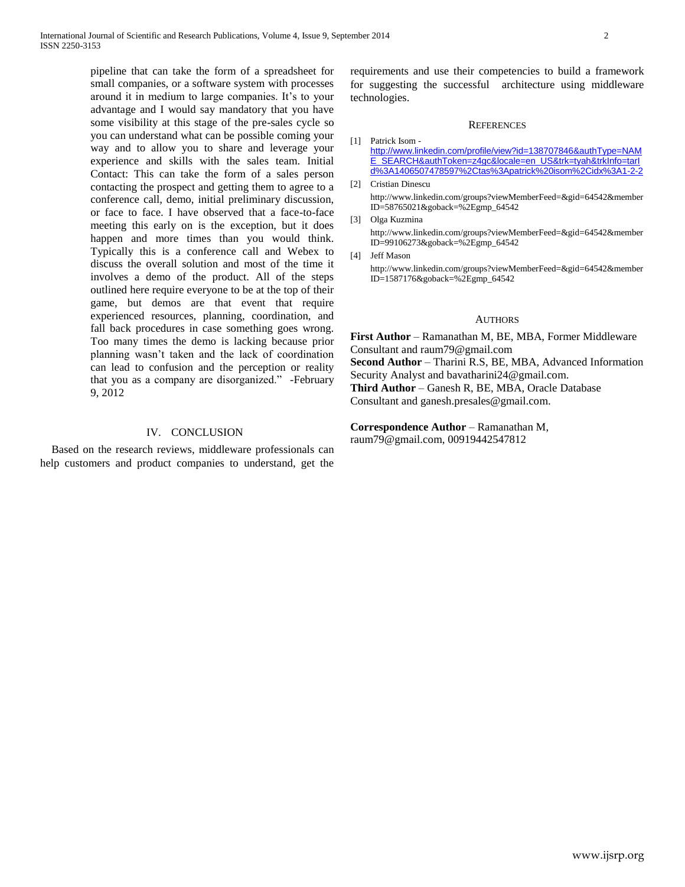pipeline that can take the form of a spreadsheet for small companies, or a software system with processes around it in medium to large companies. It's to your advantage and I would say mandatory that you have some visibility at this stage of the pre-sales cycle so you can understand what can be possible coming your way and to allow you to share and leverage your experience and skills with the sales team. Initial Contact: This can take the form of a sales person contacting the prospect and getting them to agree to a conference call, demo, initial preliminary discussion, or face to face. I have observed that a face-to-face meeting this early on is the exception, but it does happen and more times than you would think. Typically this is a conference call and Webex to discuss the overall solution and most of the time it involves a demo of the product. All of the steps outlined here require everyone to be at the top of their game, but demos are that event that require experienced resources, planning, coordination, and fall back procedures in case something goes wrong. Too many times the demo is lacking because prior planning wasn't taken and the lack of coordination can lead to confusion and the perception or reality that you as a company are disorganized." -February 9, 2012

## IV. CONCLUSION

Based on the research reviews, middleware professionals can help customers and product companies to understand, get the requirements and use their competencies to build a framework for suggesting the successful architecture using middleware technologies.

## REFERENCES

[1] Patrick Isom - http://www.linkedin.com/profile/view?id=138707846&authType=NAME_SEARCH&authToken=z4gc&locale=en_US&trk=tyah&trkInfo=tarId%3A1406507478597%2Ctas%3Apatrick%20isom%2Cidx%3A1-2-2

[2] Cristian Dinescu
http://www.linkedin.com/groups?viewMemberFeed=&gid=64542&memberID=58765021&goback=%2Egmp_64542

[3] Olga Kuzmina
http://www.linkedin.com/groups?viewMemberFeed=&gid=64542&memberID=99106273&goback=%2Egmp_64542

[4] Jeff Mason
http://www.linkedin.com/groups?viewMemberFeed=&gid=64542&memberID=1587176&goback=%2Egmp_64542

## AUTHORS

**First Author** – Ramanathan M, BE, MBA, Former Middleware Consultant and raum79@gmail.com

**Second Author** – Tharini R.S, BE, MBA, Advanced Information Security Analyst and bavatharini24@gmail.com.

**Third Author** – Ganesh R, BE, MBA, Oracle Database Consultant and ganesh.presales@gmail.com.

**Correspondence Author** – Ramanathan M, raum79@gmail.com, 00919442547812